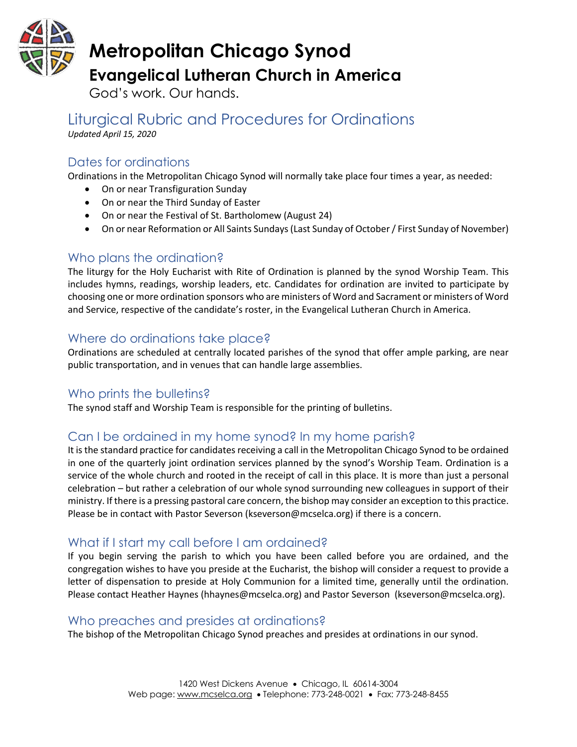# Metropolitan Chicago Synod

## Evangelical Lutheran Church in America

God's work. Our hands.

# Liturgical Rubric and Procedures for Ordinations

*Updated April 15, 2020*

## Dates for ordinations

Ordinations in the Metropolitan Chicago Synod will normally take place four times a year, as needed:

- On or near Transfiguration Sunday
- On or near the Third Sunday of Easter
- On or near the Festival of St. Bartholomew (August 24)
- On or near Reformation or All Saints Sundays (Last Sunday of October / First Sunday of November)

## Who plans the ordination?

The liturgy for the Holy Eucharist with Rite of Ordination is planned by the synod Worship Team. This includes hymns, readings, worship leaders, etc. Candidates for ordination are invited to participate by choosing one or more ordination sponsors who are ministers of Word and Sacrament or ministers of Word and Service, respective of the candidate's roster, in the Evangelical Lutheran Church in America.

## Where do ordinations take place?

Ordinations are scheduled at centrally located parishes of the synod that offer ample parking, are near public transportation, and in venues that can handle large assemblies.

## Who prints the bulletins?

The synod staff and Worship Team is responsible for the printing of bulletins.

## Can I be ordained in my home synod? In my home parish?

It is the standard practice for candidates receiving a call in the Metropolitan Chicago Synod to be ordained in one of the quarterly joint ordination services planned by the synod's Worship Team. Ordination is a service of the whole church and rooted in the receipt of call in this place. It is more than just a personal celebration – but rather a celebration of our whole synod surrounding new colleagues in support of their ministry. If there is a pressing pastoral care concern, the bishop may consider an exception to this practice. Please be in contact with Pastor Severson (kseverson@mcselca.org) if there is a concern.

## What if I start my call before I am ordained?

If you begin serving the parish to which you have been called before you are ordained, and the congregation wishes to have you preside at the Eucharist, the bishop will consider a request to provide a letter of dispensation to preside at Holy Communion for a limited time, generally until the ordination. Please contact Heather Haynes (hhaynes@mcselca.org) and Pastor Severson (kseverson@mcselca.org).

## Who preaches and presides at ordinations?

The bishop of the Metropolitan Chicago Synod preaches and presides at ordinations in our synod.

1420 West Dickens Avenue • Chicago, IL 60614-3004
Web page: www.mcselca.org • Telephone: 773-248-0021 • Fax: 773-248-8455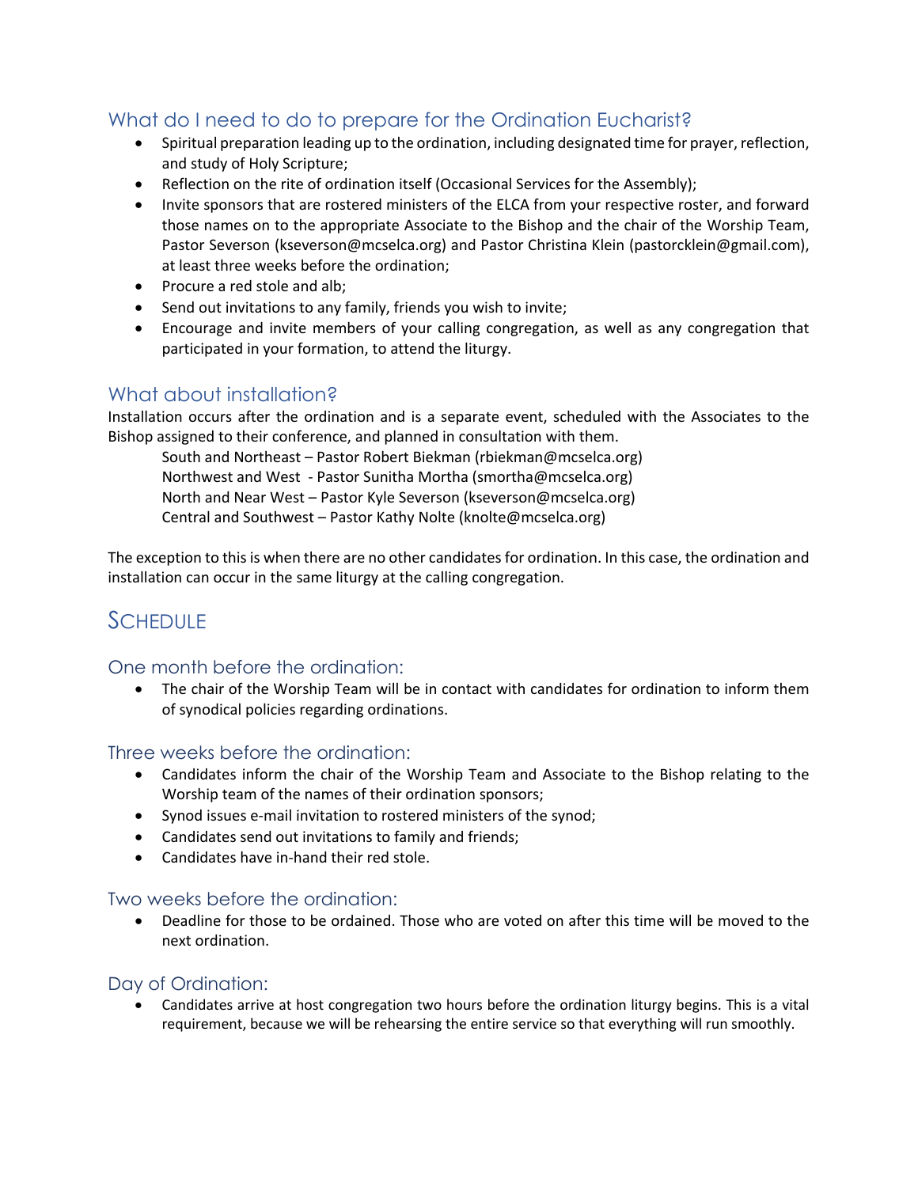## What do I need to do to prepare for the Ordination Eucharist?

- Spiritual preparation leading up to the ordination, including designated time for prayer, reflection, and study of Holy Scripture;
- Reflection on the rite of ordination itself (Occasional Services for the Assembly);
- Invite sponsors that are rostered ministers of the ELCA from your respective roster, and forward those names on to the appropriate Associate to the Bishop and the chair of the Worship Team, Pastor Severson (kseverson@mcselca.org) and Pastor Christina Klein (pastorcklein@gmail.com), at least three weeks before the ordination;
- Procure a red stole and alb;
- Send out invitations to any family, friends you wish to invite;
- Encourage and invite members of your calling congregation, as well as any congregation that participated in your formation, to attend the liturgy.

## What about installation?

Installation occurs after the ordination and is a separate event, scheduled with the Associates to the Bishop assigned to their conference, and planned in consultation with them.

South and Northeast – Pastor Robert Biekman (rbiekman@mcselca.org)
Northwest and West - Pastor Sunitha Mortha (smortha@mcselca.org)
North and Near West – Pastor Kyle Severson (kseverson@mcselca.org)
Central and Southwest – Pastor Kathy Nolte (knolte@mcselca.org)

The exception to this is when there are no other candidates for ordination. In this case, the ordination and installation can occur in the same liturgy at the calling congregation.

# Schedule

## One month before the ordination:

- The chair of the Worship Team will be in contact with candidates for ordination to inform them of synodical policies regarding ordinations.

## Three weeks before the ordination:

- Candidates inform the chair of the Worship Team and Associate to the Bishop relating to the Worship team of the names of their ordination sponsors;
- Synod issues e-mail invitation to rostered ministers of the synod;
- Candidates send out invitations to family and friends;
- Candidates have in-hand their red stole.

## Two weeks before the ordination:

- Deadline for those to be ordained. Those who are voted on after this time will be moved to the next ordination.

## Day of Ordination:

- Candidates arrive at host congregation two hours before the ordination liturgy begins. This is a vital requirement, because we will be rehearsing the entire service so that everything will run smoothly.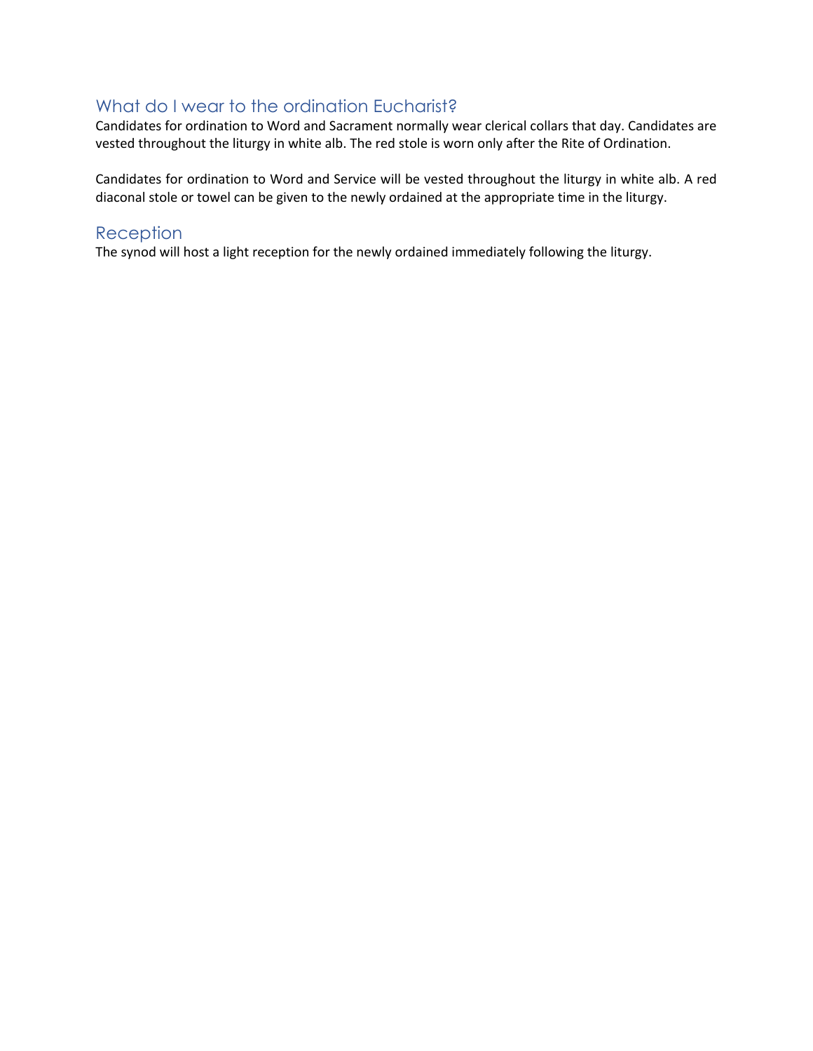## What do I wear to the ordination Eucharist?

Candidates for ordination to Word and Sacrament normally wear clerical collars that day. Candidates are vested throughout the liturgy in white alb. The red stole is worn only after the Rite of Ordination.

Candidates for ordination to Word and Service will be vested throughout the liturgy in white alb. A red diaconal stole or towel can be given to the newly ordained at the appropriate time in the liturgy.

## Reception

The synod will host a light reception for the newly ordained immediately following the liturgy.